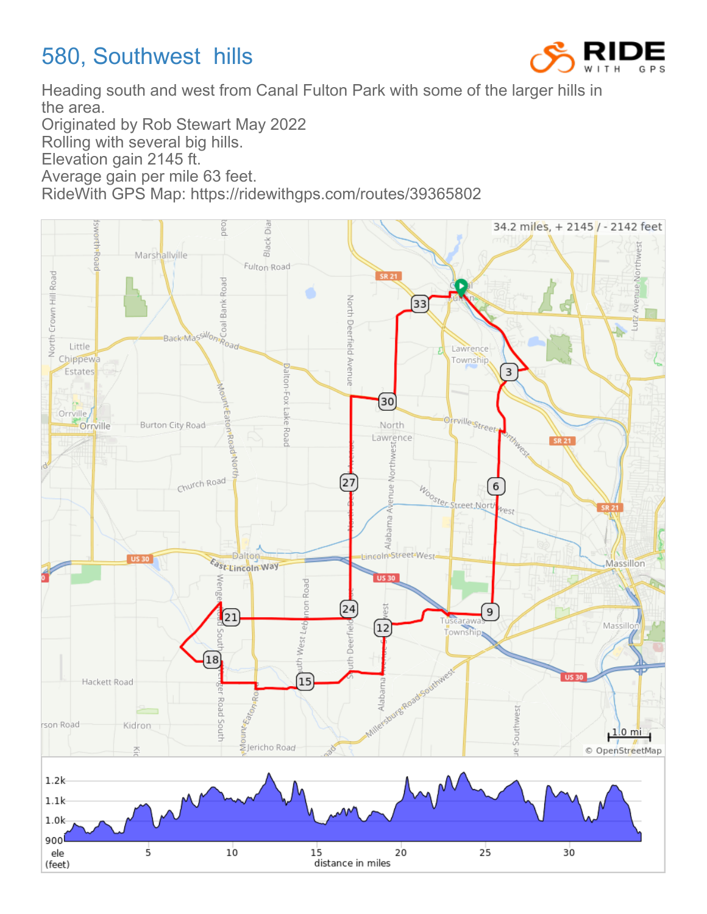# 580, Southwest hills

Heading south and west from Canal Fulton Park with some of the larger hills in the area.
Originated by Rob Stewart May 2022
Rolling with several big hills.
Elevation gain 2145 ft.
Average gain per mile 63 feet.
RideWith GPS Map: https://ridewithgps.com/routes/39365802

34.2 miles, + 2145 / - 2142 feet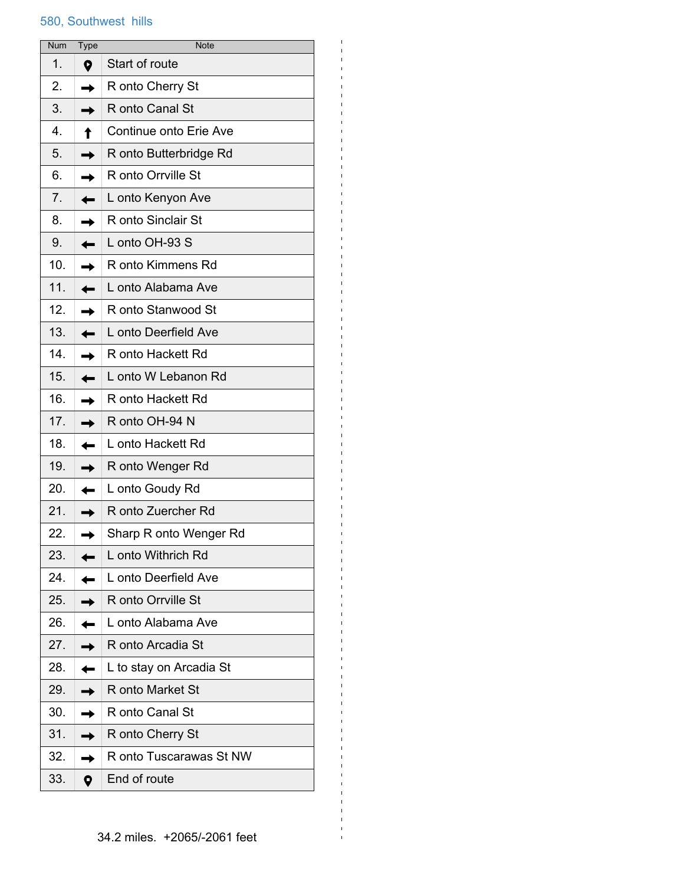580, Southwest hills

| Num | Type | Note |
|---|---|---|
| 1. | | Start of route |
| 2. | → | R onto Cherry St |
| 3. | → | R onto Canal St |
| 4. | ↑ | Continue onto Erie Ave |
| 5. | → | R onto Butterbridge Rd |
| 6. | → | R onto Orrville St |
| 7. | ← | L onto Kenyon Ave |
| 8. | → | R onto Sinclair St |
| 9. | ← | L onto OH-93 S |
| 10. | → | R onto Kimmens Rd |
| 11. | ← | L onto Alabama Ave |
| 12. | → | R onto Stanwood St |
| 13. | ← | L onto Deerfield Ave |
| 14. | → | R onto Hackett Rd |
| 15. | ← | L onto W Lebanon Rd |
| 16. | → | R onto Hackett Rd |
| 17. | → | R onto OH-94 N |
| 18. | ← | L onto Hackett Rd |
| 19. | → | R onto Wenger Rd |
| 20. | ← | L onto Goudy Rd |
| 21. | → | R onto Zuercher Rd |
| 22. | → | Sharp R onto Wenger Rd |
| 23. | ← | L onto Withrich Rd |
| 24. | ← | L onto Deerfield Ave |
| 25. | → | R onto Orrville St |
| 26. | ← | L onto Alabama Ave |
| 27. | → | R onto Arcadia St |
| 28. | ← | L to stay on Arcadia St |
| 29. | → | R onto Market St |
| 30. | → | R onto Canal St |
| 31. | → | R onto Cherry St |
| 32. | → | R onto Tuscarawas St NW |
| 33. | | End of route |

34.2 miles. +2065/-2061 feet